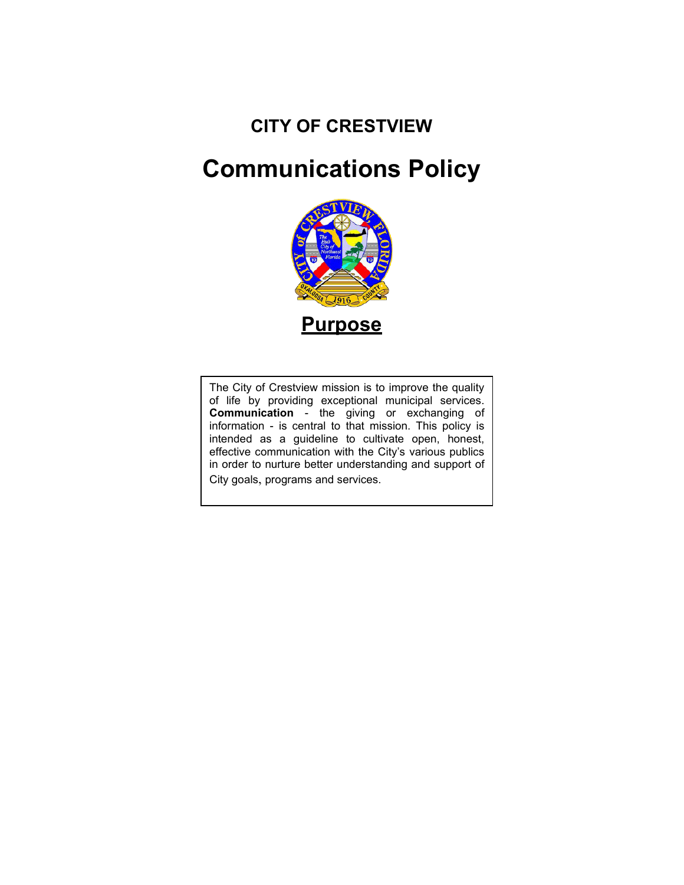# CITY OF CRESTVIEW

# Communications Policy

## Purpose

The City of Crestview mission is to improve the quality of life by providing exceptional municipal services. **Communication** - the giving or exchanging of information - is central to that mission. This policy is intended as a guideline to cultivate open, honest, effective communication with the City's various publics in order to nurture better understanding and support of City goals, programs and services.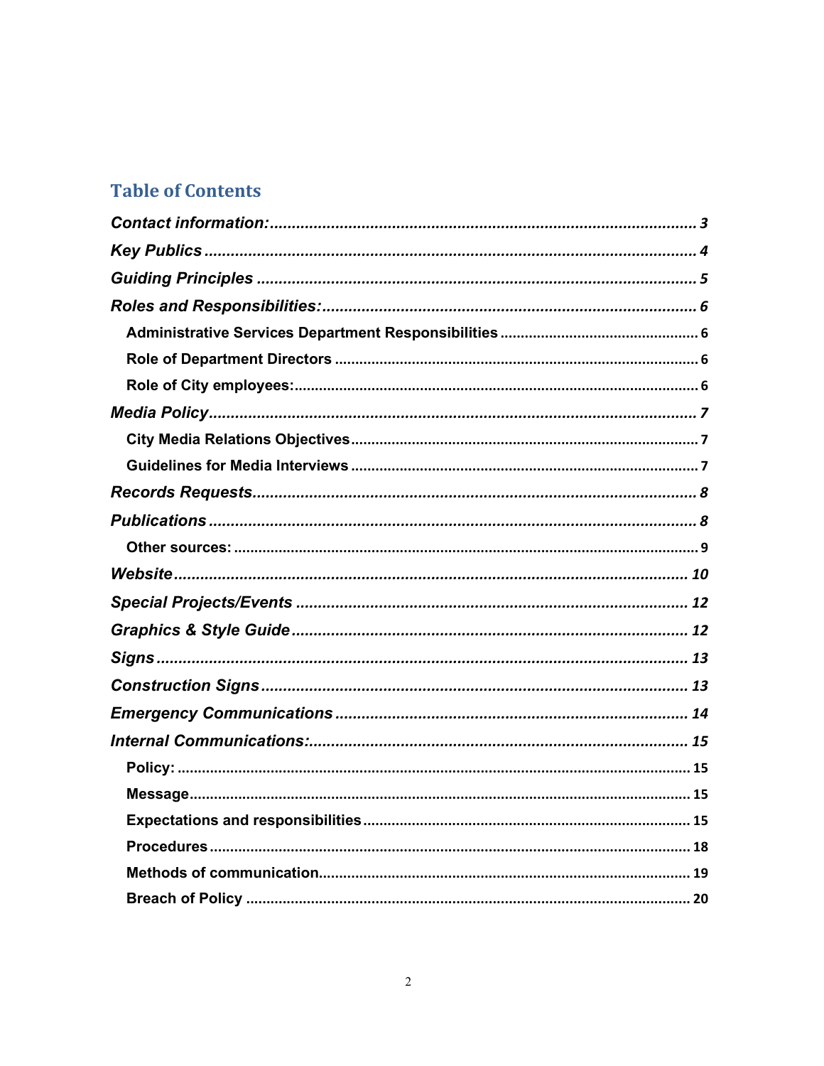## Table of Contents

*Contact information:* ........ 3
*Key Publics* ........ 4
*Guiding Principles* ........ 5
*Roles and Responsibilities:* ........ 6
- Administrative Services Department Responsibilities ........ 6
- Role of Department Directors ........ 6
- Role of City employees: ........ 6

*Media Policy* ........ 7
- City Media Relations Objectives ........ 7
- Guidelines for Media Interviews ........ 7

*Records Requests* ........ 8
*Publications* ........ 8
- Other sources: ........ 9

*Website* ........ 10
*Special Projects/Events* ........ 12
*Graphics & Style Guide* ........ 12
*Signs* ........ 13
*Construction Signs* ........ 13
*Emergency Communications* ........ 14
*Internal Communications:* ........ 15
- Policy: ........ 15
- Message ........ 15
- Expectations and responsibilities ........ 15
- Procedures ........ 18
- Methods of communication ........ 19
- Breach of Policy ........ 20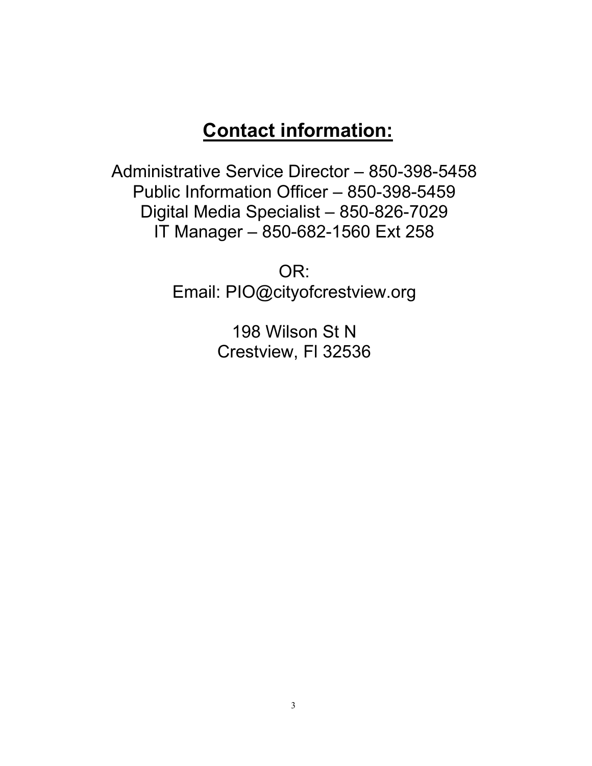## Contact information:

Administrative Service Director – 850-398-5458
Public Information Officer – 850-398-5459
Digital Media Specialist – 850-826-7029
IT Manager – 850-682-1560 Ext 258

OR:
Email: PIO@cityofcrestview.org

198 Wilson St N
Crestview, Fl 32536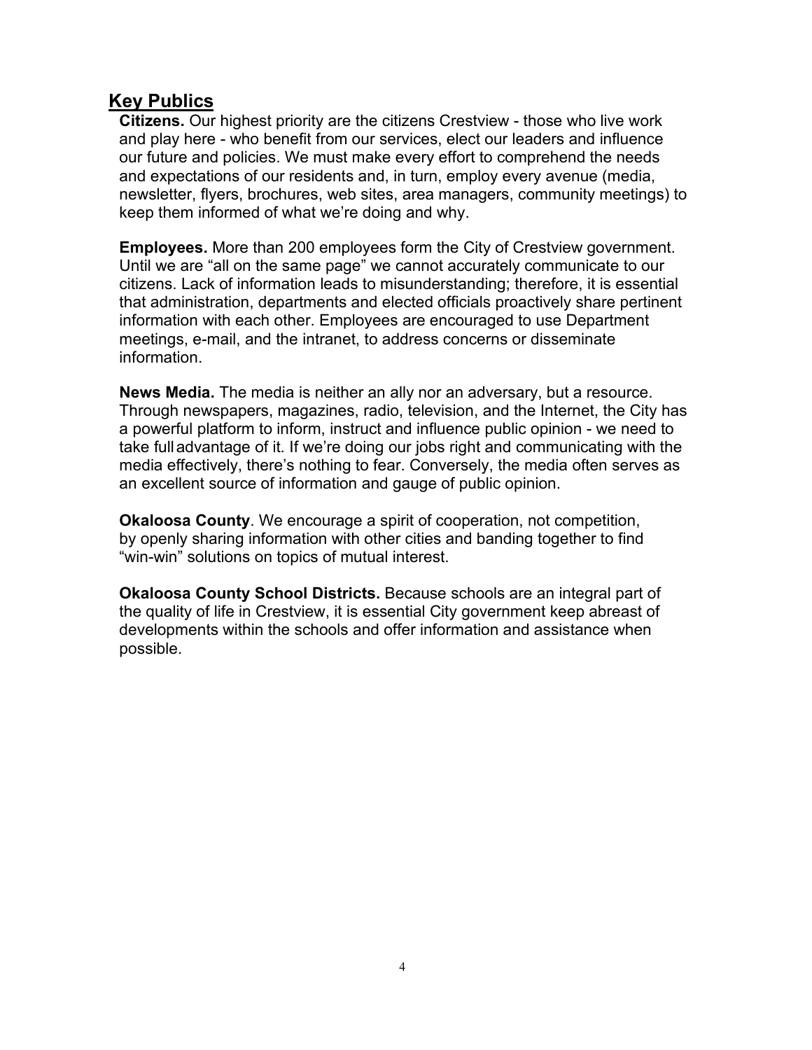## Key Publics

**Citizens.** Our highest priority are the citizens Crestview - those who live work and play here - who benefit from our services, elect our leaders and influence our future and policies. We must make every effort to comprehend the needs and expectations of our residents and, in turn, employ every avenue (media, newsletter, flyers, brochures, web sites, area managers, community meetings) to keep them informed of what we're doing and why.

**Employees.** More than 200 employees form the City of Crestview government. Until we are "all on the same page" we cannot accurately communicate to our citizens. Lack of information leads to misunderstanding; therefore, it is essential that administration, departments and elected officials proactively share pertinent information with each other. Employees are encouraged to use Department meetings, e-mail, and the intranet, to address concerns or disseminate information.

**News Media.** The media is neither an ally nor an adversary, but a resource. Through newspapers, magazines, radio, television, and the Internet, the City has a powerful platform to inform, instruct and influence public opinion - we need to take full advantage of it. If we're doing our jobs right and communicating with the media effectively, there's nothing to fear. Conversely, the media often serves as an excellent source of information and gauge of public opinion.

**Okaloosa County**. We encourage a spirit of cooperation, not competition, by openly sharing information with other cities and banding together to find "win-win" solutions on topics of mutual interest.

**Okaloosa County School Districts.** Because schools are an integral part of the quality of life in Crestview, it is essential City government keep abreast of developments within the schools and offer information and assistance when possible.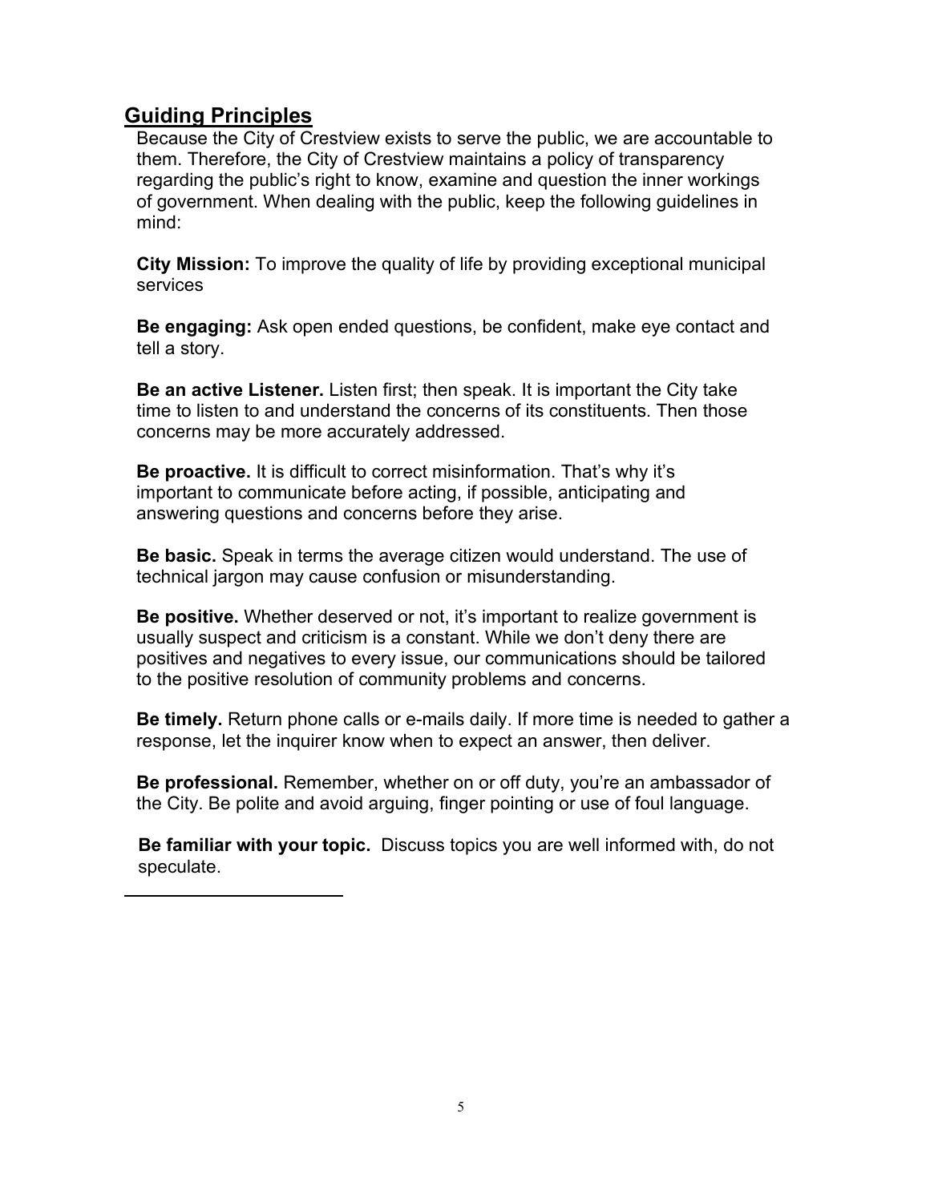## Guiding Principles

Because the City of Crestview exists to serve the public, we are accountable to them. Therefore, the City of Crestview maintains a policy of transparency regarding the public's right to know, examine and question the inner workings of government. When dealing with the public, keep the following guidelines in mind:

**City Mission:** To improve the quality of life by providing exceptional municipal services

**Be engaging:** Ask open ended questions, be confident, make eye contact and tell a story.

**Be an active Listener.** Listen first; then speak. It is important the City take time to listen to and understand the concerns of its constituents. Then those concerns may be more accurately addressed.

**Be proactive.** It is difficult to correct misinformation. That's why it's important to communicate before acting, if possible, anticipating and answering questions and concerns before they arise.

**Be basic.** Speak in terms the average citizen would understand. The use of technical jargon may cause confusion or misunderstanding.

**Be positive.** Whether deserved or not, it's important to realize government is usually suspect and criticism is a constant. While we don't deny there are positives and negatives to every issue, our communications should be tailored to the positive resolution of community problems and concerns.

**Be timely.** Return phone calls or e-mails daily. If more time is needed to gather a response, let the inquirer know when to expect an answer, then deliver.

**Be professional.** Remember, whether on or off duty, you're an ambassador of the City. Be polite and avoid arguing, finger pointing or use of foul language.

**Be familiar with your topic.** Discuss topics you are well informed with, do not speculate.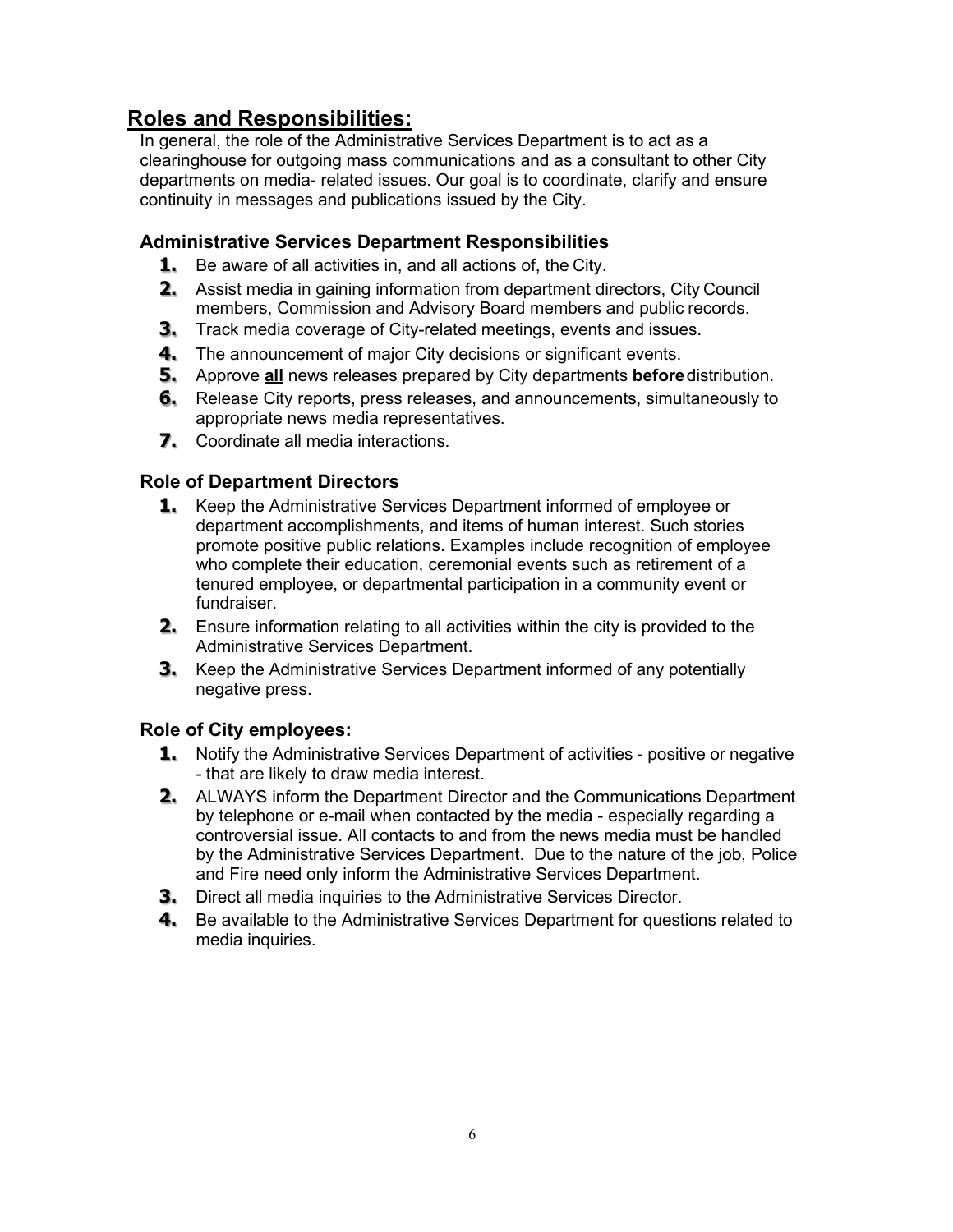## Roles and Responsibilities:

In general, the role of the Administrative Services Department is to act as a clearinghouse for outgoing mass communications and as a consultant to other City departments on media- related issues. Our goal is to coordinate, clarify and ensure continuity in messages and publications issued by the City.

### Administrative Services Department Responsibilities

1. Be aware of all activities in, and all actions of, the City.
2. Assist media in gaining information from department directors, City Council members, Commission and Advisory Board members and public records.
3. Track media coverage of City-related meetings, events and issues.
4. The announcement of major City decisions or significant events.
5. Approve **<u>all</u>** news releases prepared by City departments **before** distribution.
6. Release City reports, press releases, and announcements, simultaneously to appropriate news media representatives.
7. Coordinate all media interactions.

### Role of Department Directors

1. Keep the Administrative Services Department informed of employee or department accomplishments, and items of human interest. Such stories promote positive public relations. Examples include recognition of employee who complete their education, ceremonial events such as retirement of a tenured employee, or departmental participation in a community event or fundraiser.
2. Ensure information relating to all activities within the city is provided to the Administrative Services Department.
3. Keep the Administrative Services Department informed of any potentially negative press.

### Role of City employees:

1. Notify the Administrative Services Department of activities - positive or negative - that are likely to draw media interest.
2. ALWAYS inform the Department Director and the Communications Department by telephone or e-mail when contacted by the media - especially regarding a controversial issue. All contacts to and from the news media must be handled by the Administrative Services Department. Due to the nature of the job, Police and Fire need only inform the Administrative Services Department.
3. Direct all media inquiries to the Administrative Services Director.
4. Be available to the Administrative Services Department for questions related to media inquiries.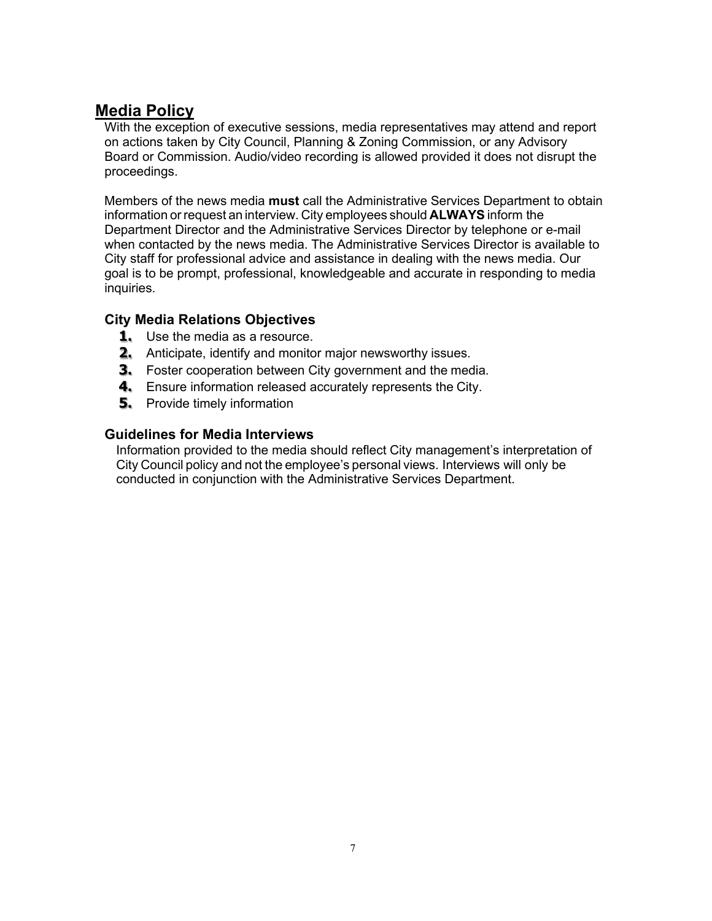## Media Policy

With the exception of executive sessions, media representatives may attend and report on actions taken by City Council, Planning & Zoning Commission, or any Advisory Board or Commission. Audio/video recording is allowed provided it does not disrupt the proceedings.

Members of the news media **must** call the Administrative Services Department to obtain information or request an interview. City employees should **ALWAYS** inform the Department Director and the Administrative Services Director by telephone or e-mail when contacted by the news media. The Administrative Services Director is available to City staff for professional advice and assistance in dealing with the news media. Our goal is to be prompt, professional, knowledgeable and accurate in responding to media inquiries.

### City Media Relations Objectives

1. Use the media as a resource.
2. Anticipate, identify and monitor major newsworthy issues.
3. Foster cooperation between City government and the media.
4. Ensure information released accurately represents the City.
5. Provide timely information

### Guidelines for Media Interviews

Information provided to the media should reflect City management's interpretation of City Council policy and not the employee's personal views. Interviews will only be conducted in conjunction with the Administrative Services Department.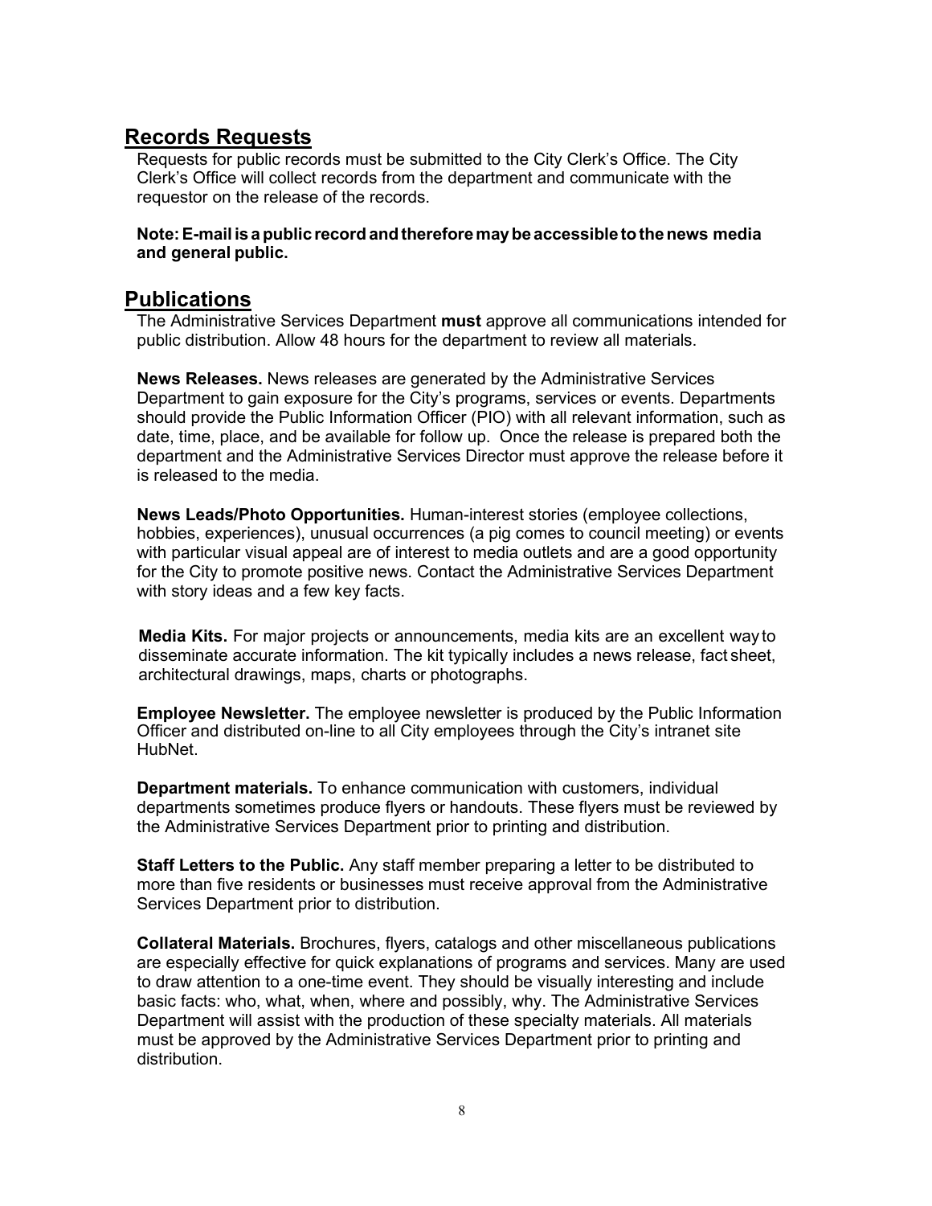## Records Requests

Requests for public records must be submitted to the City Clerk's Office. The City Clerk's Office will collect records from the department and communicate with the requestor on the release of the records.

**Note: E-mail is a public record and therefore may be accessible to the news media and general public.**

## Publications

The Administrative Services Department **must** approve all communications intended for public distribution. Allow 48 hours for the department to review all materials.

**News Releases.** News releases are generated by the Administrative Services Department to gain exposure for the City's programs, services or events. Departments should provide the Public Information Officer (PIO) with all relevant information, such as date, time, place, and be available for follow up. Once the release is prepared both the department and the Administrative Services Director must approve the release before it is released to the media.

**News Leads/Photo Opportunities.** Human-interest stories (employee collections, hobbies, experiences), unusual occurrences (a pig comes to council meeting) or events with particular visual appeal are of interest to media outlets and are a good opportunity for the City to promote positive news. Contact the Administrative Services Department with story ideas and a few key facts.

**Media Kits.** For major projects or announcements, media kits are an excellent way to disseminate accurate information. The kit typically includes a news release, fact sheet, architectural drawings, maps, charts or photographs.

**Employee Newsletter.** The employee newsletter is produced by the Public Information Officer and distributed on-line to all City employees through the City's intranet site HubNet.

**Department materials.** To enhance communication with customers, individual departments sometimes produce flyers or handouts. These flyers must be reviewed by the Administrative Services Department prior to printing and distribution.

**Staff Letters to the Public.** Any staff member preparing a letter to be distributed to more than five residents or businesses must receive approval from the Administrative Services Department prior to distribution.

**Collateral Materials.** Brochures, flyers, catalogs and other miscellaneous publications are especially effective for quick explanations of programs and services. Many are used to draw attention to a one-time event. They should be visually interesting and include basic facts: who, what, when, where and possibly, why. The Administrative Services Department will assist with the production of these specialty materials. All materials must be approved by the Administrative Services Department prior to printing and distribution.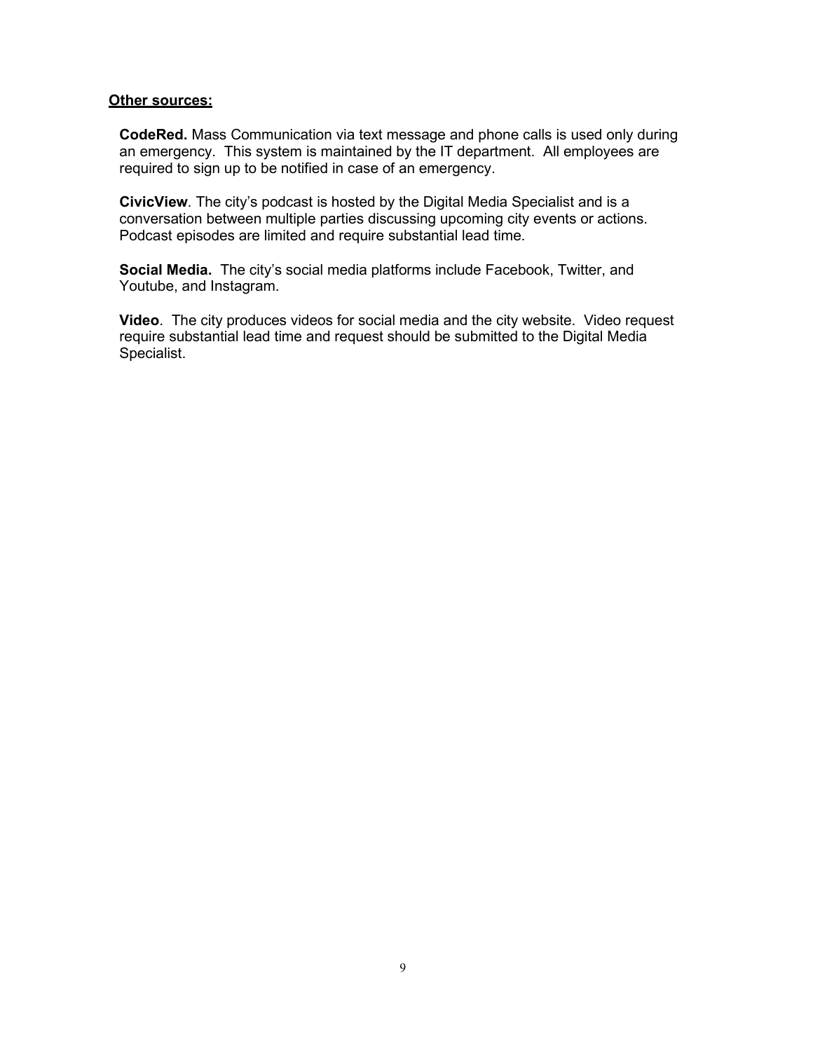**<u>Other sources:</u>**

**CodeRed.** Mass Communication via text message and phone calls is used only during an emergency. This system is maintained by the IT department. All employees are required to sign up to be notified in case of an emergency.

**CivicView**. The city's podcast is hosted by the Digital Media Specialist and is a conversation between multiple parties discussing upcoming city events or actions. Podcast episodes are limited and require substantial lead time.

**Social Media.** The city's social media platforms include Facebook, Twitter, and Youtube, and Instagram.

**Video**. The city produces videos for social media and the city website. Video request require substantial lead time and request should be submitted to the Digital Media Specialist.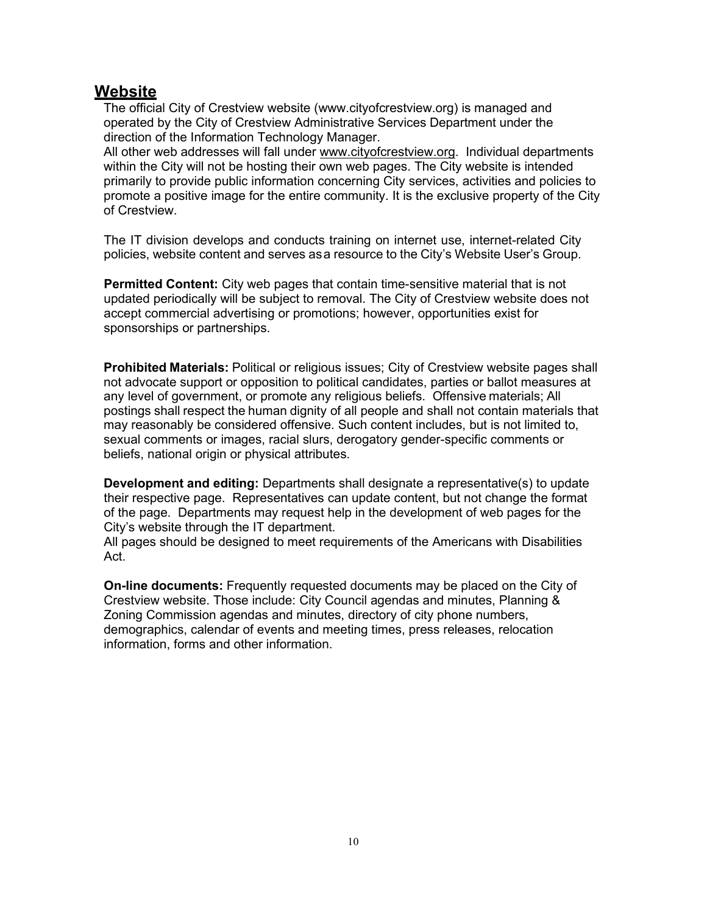## Website

The official City of Crestview website (www.cityofcrestview.org) is managed and operated by the City of Crestview Administrative Services Department under the direction of the Information Technology Manager.

All other web addresses will fall under www.cityofcrestview.org. Individual departments within the City will not be hosting their own web pages. The City website is intended primarily to provide public information concerning City services, activities and policies to promote a positive image for the entire community. It is the exclusive property of the City of Crestview.

The IT division develops and conducts training on internet use, internet-related City policies, website content and serves as a resource to the City's Website User's Group.

**Permitted Content:** City web pages that contain time-sensitive material that is not updated periodically will be subject to removal. The City of Crestview website does not accept commercial advertising or promotions; however, opportunities exist for sponsorships or partnerships.

**Prohibited Materials:** Political or religious issues; City of Crestview website pages shall not advocate support or opposition to political candidates, parties or ballot measures at any level of government, or promote any religious beliefs. Offensive materials; All postings shall respect the human dignity of all people and shall not contain materials that may reasonably be considered offensive. Such content includes, but is not limited to, sexual comments or images, racial slurs, derogatory gender-specific comments or beliefs, national origin or physical attributes.

**Development and editing:** Departments shall designate a representative(s) to update their respective page. Representatives can update content, but not change the format of the page. Departments may request help in the development of web pages for the City's website through the IT department.

All pages should be designed to meet requirements of the Americans with Disabilities Act.

**On-line documents:** Frequently requested documents may be placed on the City of Crestview website. Those include: City Council agendas and minutes, Planning & Zoning Commission agendas and minutes, directory of city phone numbers, demographics, calendar of events and meeting times, press releases, relocation information, forms and other information.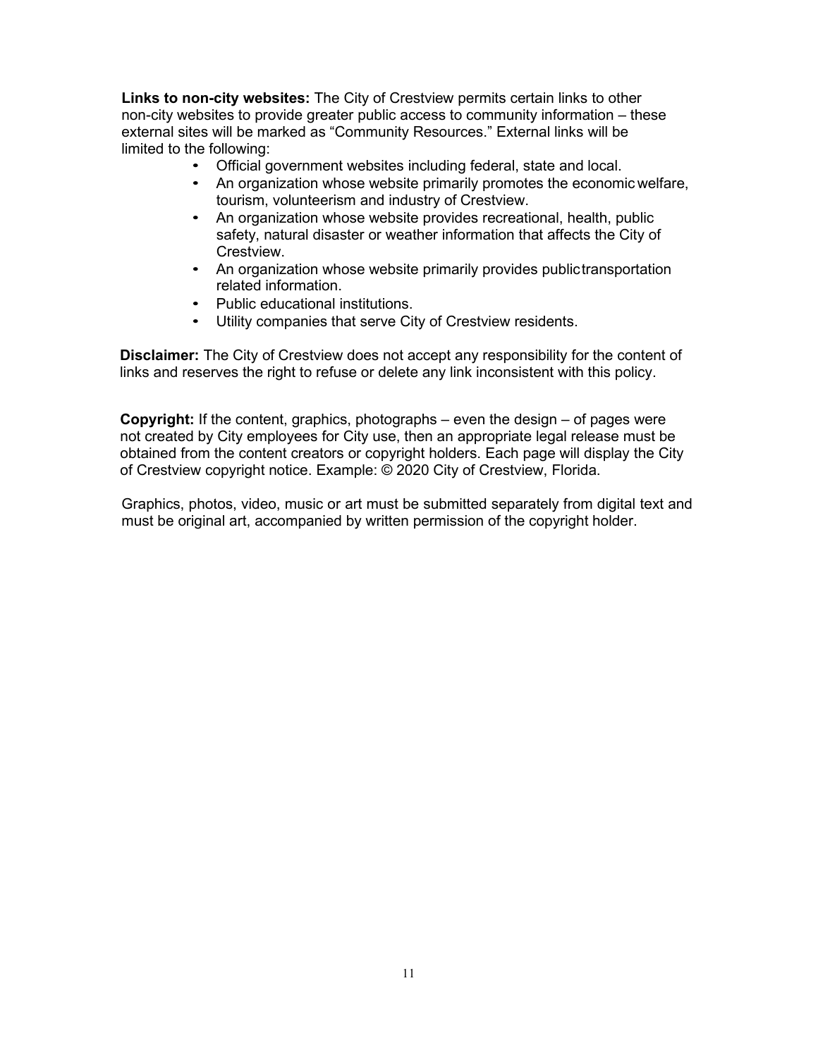**Links to non-city websites:** The City of Crestview permits certain links to other non-city websites to provide greater public access to community information – these external sites will be marked as "Community Resources." External links will be limited to the following:

- Official government websites including federal, state and local.
- An organization whose website primarily promotes the economic welfare, tourism, volunteerism and industry of Crestview.
- An organization whose website provides recreational, health, public safety, natural disaster or weather information that affects the City of Crestview.
- An organization whose website primarily provides public transportation related information.
- Public educational institutions.
- Utility companies that serve City of Crestview residents.

**Disclaimer:** The City of Crestview does not accept any responsibility for the content of links and reserves the right to refuse or delete any link inconsistent with this policy.

**Copyright:** If the content, graphics, photographs – even the design – of pages were not created by City employees for City use, then an appropriate legal release must be obtained from the content creators or copyright holders. Each page will display the City of Crestview copyright notice. Example: © 2020 City of Crestview, Florida.

Graphics, photos, video, music or art must be submitted separately from digital text and must be original art, accompanied by written permission of the copyright holder.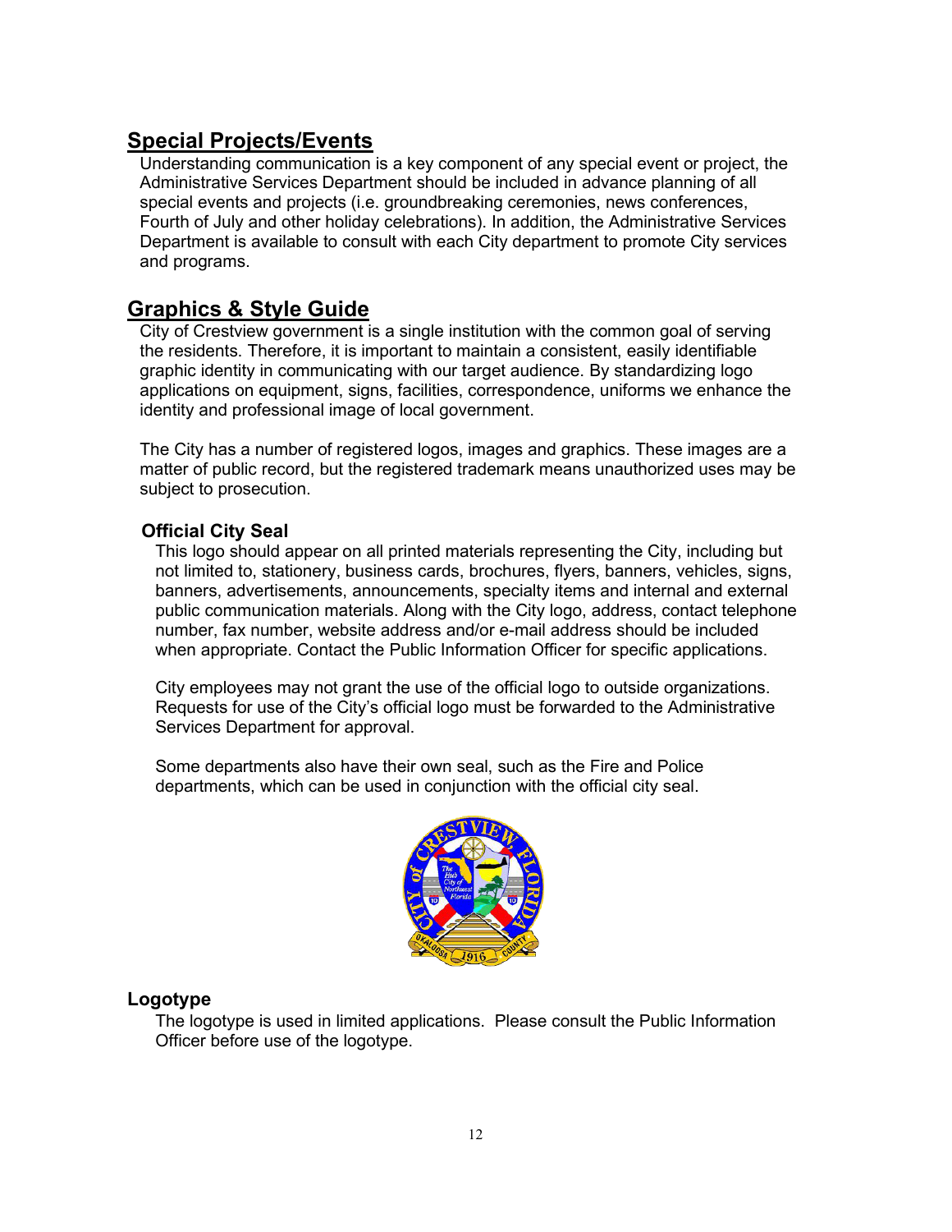## Special Projects/Events

Understanding communication is a key component of any special event or project, the Administrative Services Department should be included in advance planning of all special events and projects (i.e. groundbreaking ceremonies, news conferences, Fourth of July and other holiday celebrations). In addition, the Administrative Services Department is available to consult with each City department to promote City services and programs.

## Graphics & Style Guide

City of Crestview government is a single institution with the common goal of serving the residents. Therefore, it is important to maintain a consistent, easily identifiable graphic identity in communicating with our target audience. By standardizing logo applications on equipment, signs, facilities, correspondence, uniforms we enhance the identity and professional image of local government.

The City has a number of registered logos, images and graphics. These images are a matter of public record, but the registered trademark means unauthorized uses may be subject to prosecution.

### Official City Seal

This logo should appear on all printed materials representing the City, including but not limited to, stationery, business cards, brochures, flyers, banners, vehicles, signs, banners, advertisements, announcements, specialty items and internal and external public communication materials. Along with the City logo, address, contact telephone number, fax number, website address and/or e-mail address should be included when appropriate. Contact the Public Information Officer for specific applications.

City employees may not grant the use of the official logo to outside organizations. Requests for use of the City's official logo must be forwarded to the Administrative Services Department for approval.

Some departments also have their own seal, such as the Fire and Police departments, which can be used in conjunction with the official city seal.

### Logotype

The logotype is used in limited applications. Please consult the Public Information Officer before use of the logotype.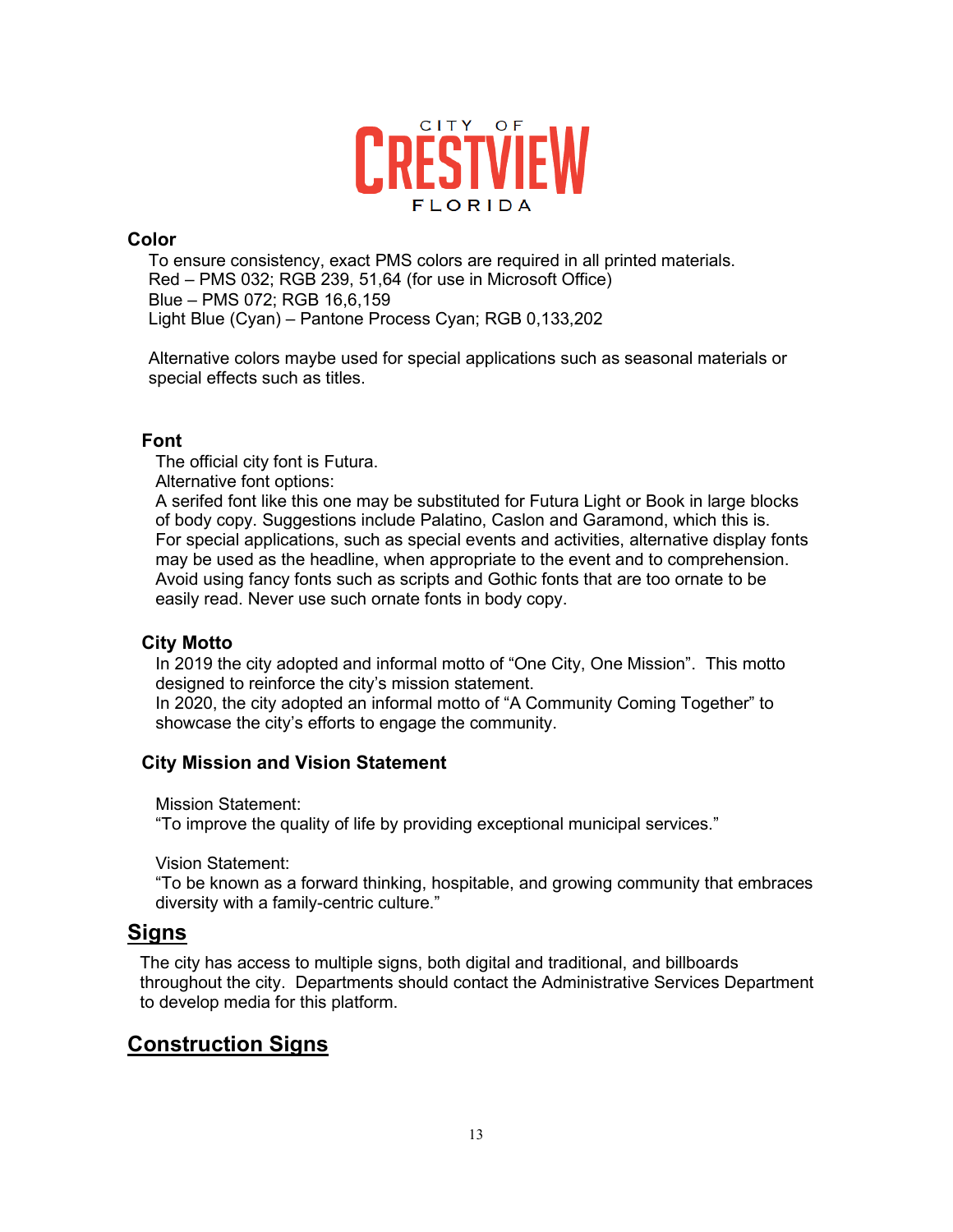CITY OF CRESTVIEW FLORIDA

### Color

To ensure consistency, exact PMS colors are required in all printed materials.
Red – PMS 032; RGB 239, 51,64 (for use in Microsoft Office)
Blue – PMS 072; RGB 16,6,159
Light Blue (Cyan) – Pantone Process Cyan; RGB 0,133,202

Alternative colors maybe used for special applications such as seasonal materials or special effects such as titles.

### Font

The official city font is Futura.
Alternative font options:
A serifed font like this one may be substituted for Futura Light or Book in large blocks of body copy. Suggestions include Palatino, Caslon and Garamond, which this is.
For special applications, such as special events and activities, alternative display fonts may be used as the headline, when appropriate to the event and to comprehension.
Avoid using fancy fonts such as scripts and Gothic fonts that are too ornate to be easily read. Never use such ornate fonts in body copy.

### City Motto

In 2019 the city adopted and informal motto of "One City, One Mission". This motto designed to reinforce the city's mission statement.
In 2020, the city adopted an informal motto of "A Community Coming Together" to showcase the city's efforts to engage the community.

### City Mission and Vision Statement

Mission Statement:
"To improve the quality of life by providing exceptional municipal services."

Vision Statement:
"To be known as a forward thinking, hospitable, and growing community that embraces diversity with a family-centric culture."

## Signs

The city has access to multiple signs, both digital and traditional, and billboards throughout the city. Departments should contact the Administrative Services Department to develop media for this platform.

## Construction Signs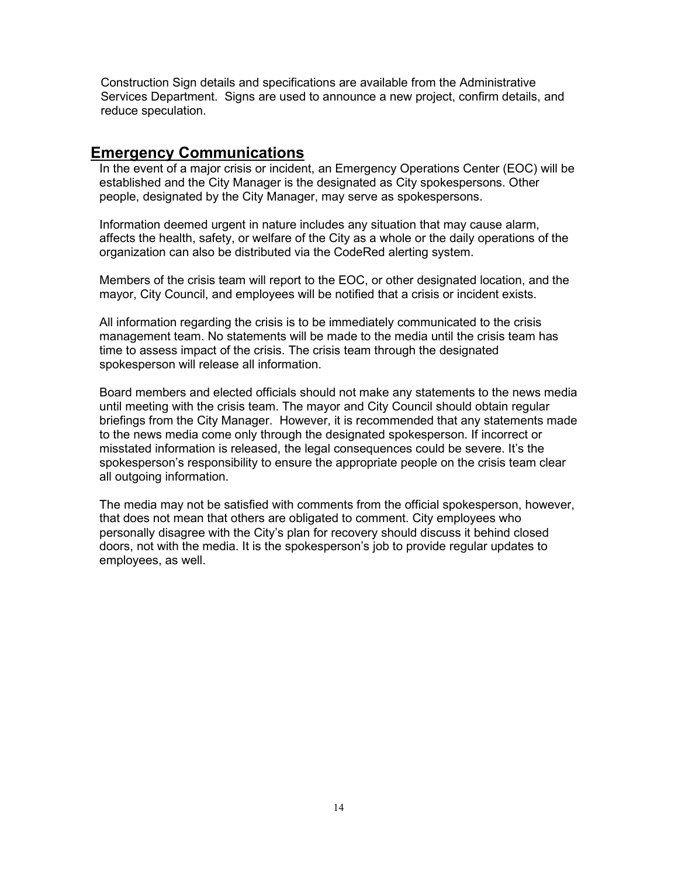Construction Sign details and specifications are available from the Administrative Services Department. Signs are used to announce a new project, confirm details, and reduce speculation.

## Emergency Communications

In the event of a major crisis or incident, an Emergency Operations Center (EOC) will be established and the City Manager is the designated as City spokespersons. Other people, designated by the City Manager, may serve as spokespersons.

Information deemed urgent in nature includes any situation that may cause alarm, affects the health, safety, or welfare of the City as a whole or the daily operations of the organization can also be distributed via the CodeRed alerting system.

Members of the crisis team will report to the EOC, or other designated location, and the mayor, City Council, and employees will be notified that a crisis or incident exists.

All information regarding the crisis is to be immediately communicated to the crisis management team. No statements will be made to the media until the crisis team has time to assess impact of the crisis. The crisis team through the designated spokesperson will release all information.

Board members and elected officials should not make any statements to the news media until meeting with the crisis team. The mayor and City Council should obtain regular briefings from the City Manager. However, it is recommended that any statements made to the news media come only through the designated spokesperson. If incorrect or misstated information is released, the legal consequences could be severe. It's the spokesperson's responsibility to ensure the appropriate people on the crisis team clear all outgoing information.

The media may not be satisfied with comments from the official spokesperson, however, that does not mean that others are obligated to comment. City employees who personally disagree with the City's plan for recovery should discuss it behind closed doors, not with the media. It is the spokesperson's job to provide regular updates to employees, as well.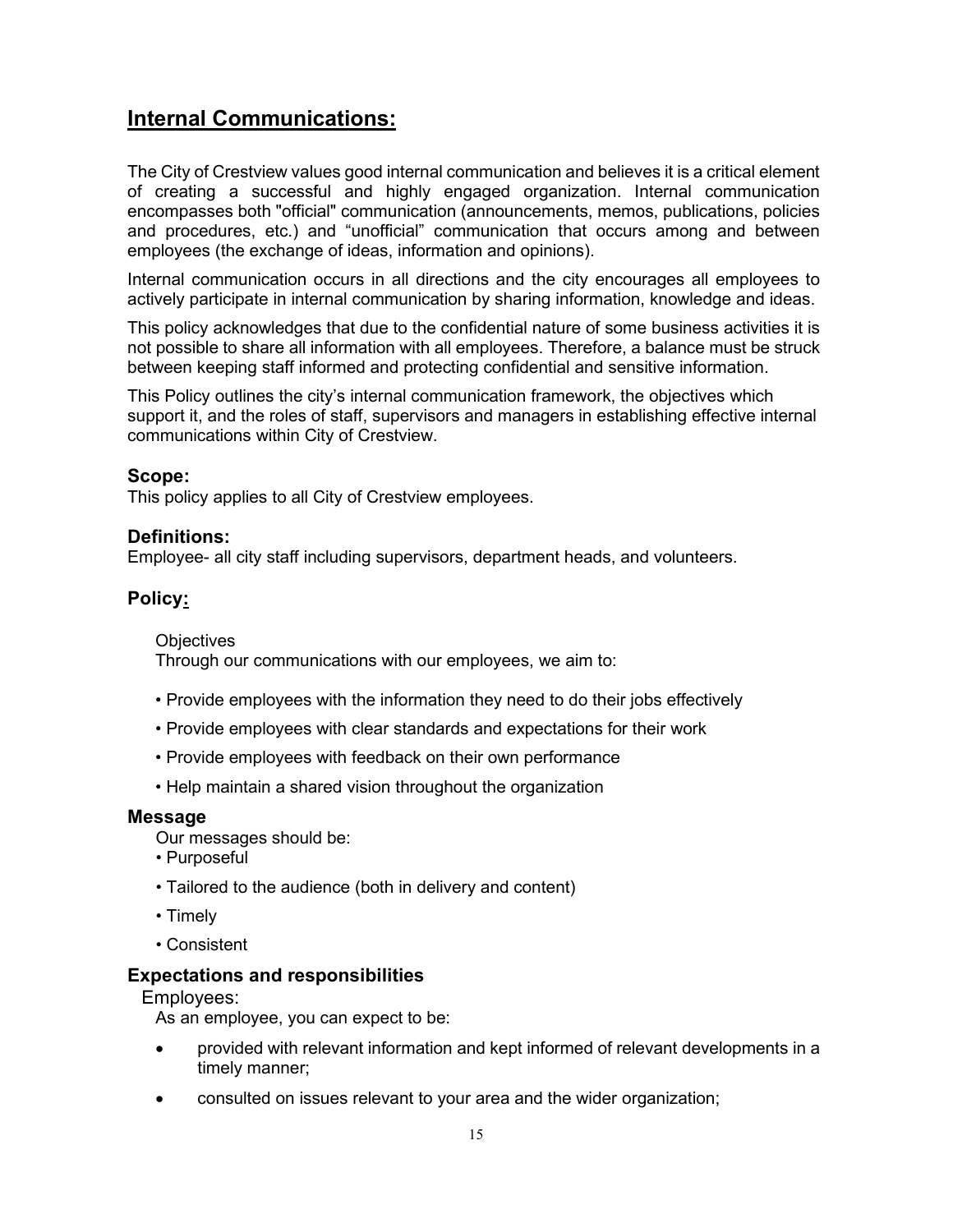## Internal Communications:

The City of Crestview values good internal communication and believes it is a critical element of creating a successful and highly engaged organization. Internal communication encompasses both "official" communication (announcements, memos, publications, policies and procedures, etc.) and “unofficial” communication that occurs among and between employees (the exchange of ideas, information and opinions).

Internal communication occurs in all directions and the city encourages all employees to actively participate in internal communication by sharing information, knowledge and ideas.

This policy acknowledges that due to the confidential nature of some business activities it is not possible to share all information with all employees. Therefore, a balance must be struck between keeping staff informed and protecting confidential and sensitive information.

This Policy outlines the city’s internal communication framework, the objectives which support it, and the roles of staff, supervisors and managers in establishing effective internal communications within City of Crestview.

### Scope:

This policy applies to all City of Crestview employees.

### Definitions:

Employee- all city staff including supervisors, department heads, and volunteers.

### Policy:

Objectives

Through our communications with our employees, we aim to:

- Provide employees with the information they need to do their jobs effectively
- Provide employees with clear standards and expectations for their work
- Provide employees with feedback on their own performance
- Help maintain a shared vision throughout the organization

### Message

Our messages should be:

- Purposeful
- Tailored to the audience (both in delivery and content)
- Timely
- Consistent

### Expectations and responsibilities

Employees:

As an employee, you can expect to be:

- provided with relevant information and kept informed of relevant developments in a timely manner;
- consulted on issues relevant to your area and the wider organization;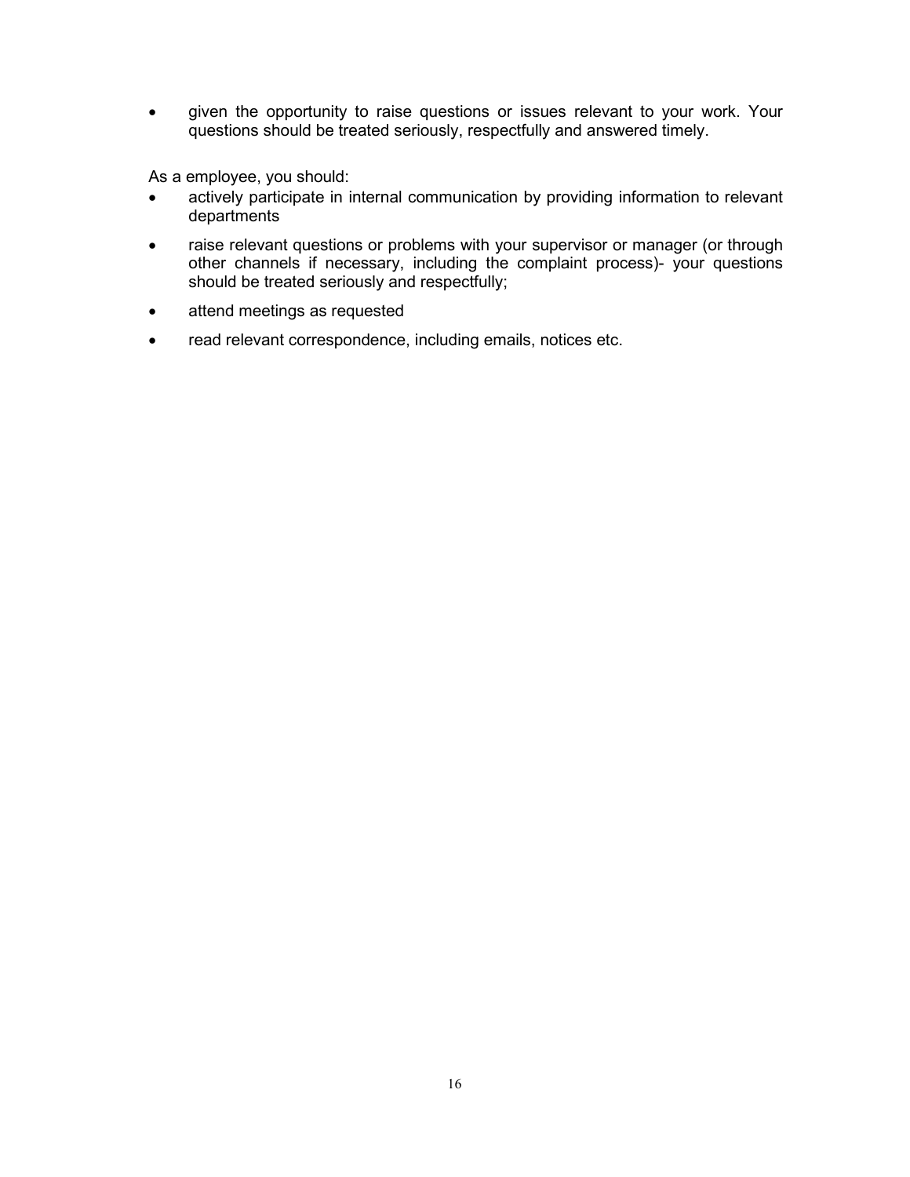- given the opportunity to raise questions or issues relevant to your work. Your questions should be treated seriously, respectfully and answered timely.

As a employee, you should:

- actively participate in internal communication by providing information to relevant departments
- raise relevant questions or problems with your supervisor or manager (or through other channels if necessary, including the complaint process)- your questions should be treated seriously and respectfully;
- attend meetings as requested
- read relevant correspondence, including emails, notices etc.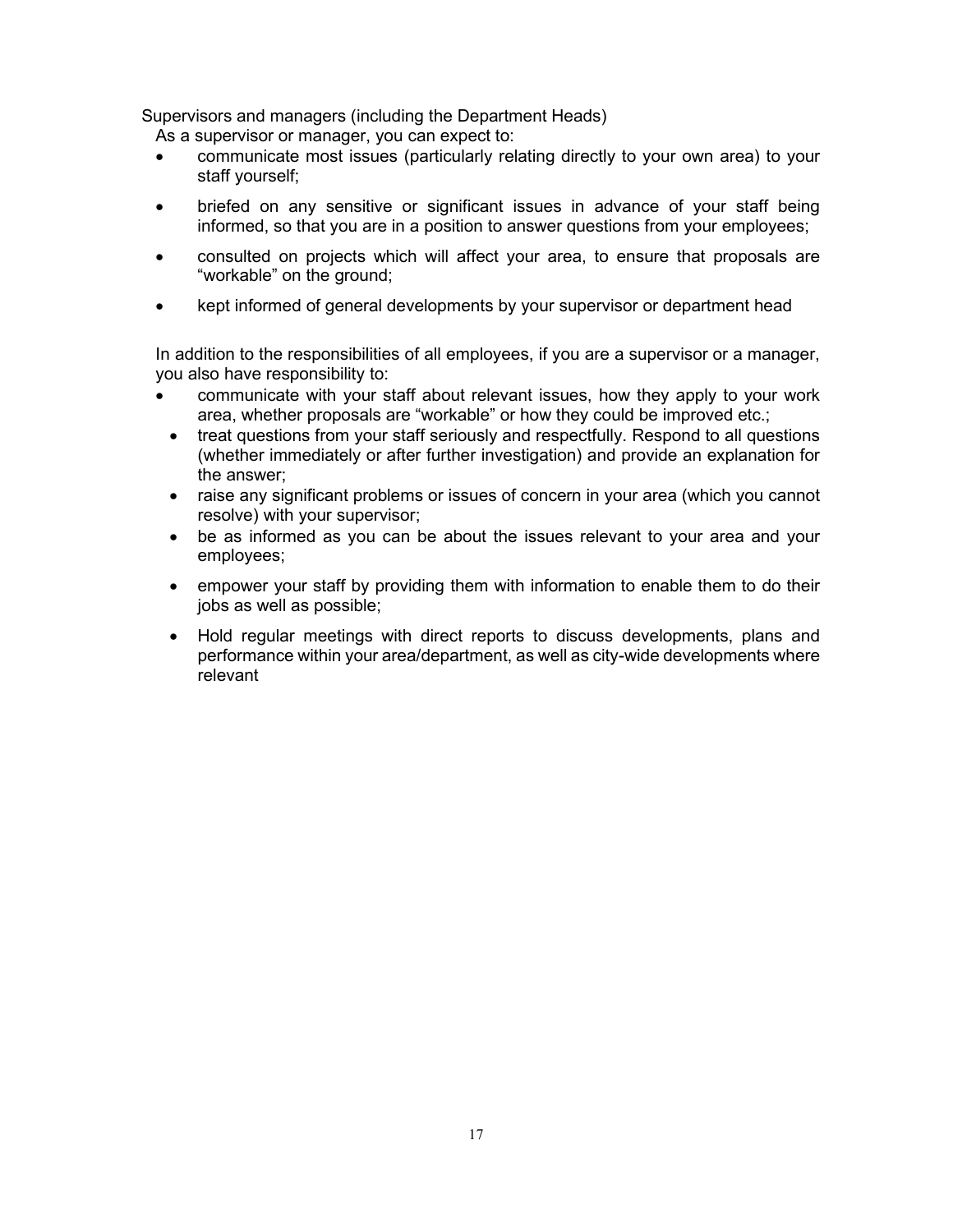Supervisors and managers (including the Department Heads)

As a supervisor or manager, you can expect to:

- communicate most issues (particularly relating directly to your own area) to your staff yourself;
- briefed on any sensitive or significant issues in advance of your staff being informed, so that you are in a position to answer questions from your employees;
- consulted on projects which will affect your area, to ensure that proposals are "workable" on the ground;
- kept informed of general developments by your supervisor or department head

In addition to the responsibilities of all employees, if you are a supervisor or a manager, you also have responsibility to:

- communicate with your staff about relevant issues, how they apply to your work area, whether proposals are "workable" or how they could be improved etc.;
- treat questions from your staff seriously and respectfully. Respond to all questions (whether immediately or after further investigation) and provide an explanation for the answer;
- raise any significant problems or issues of concern in your area (which you cannot resolve) with your supervisor;
- be as informed as you can be about the issues relevant to your area and your employees;
- empower your staff by providing them with information to enable them to do their jobs as well as possible;
- Hold regular meetings with direct reports to discuss developments, plans and performance within your area/department, as well as city-wide developments where relevant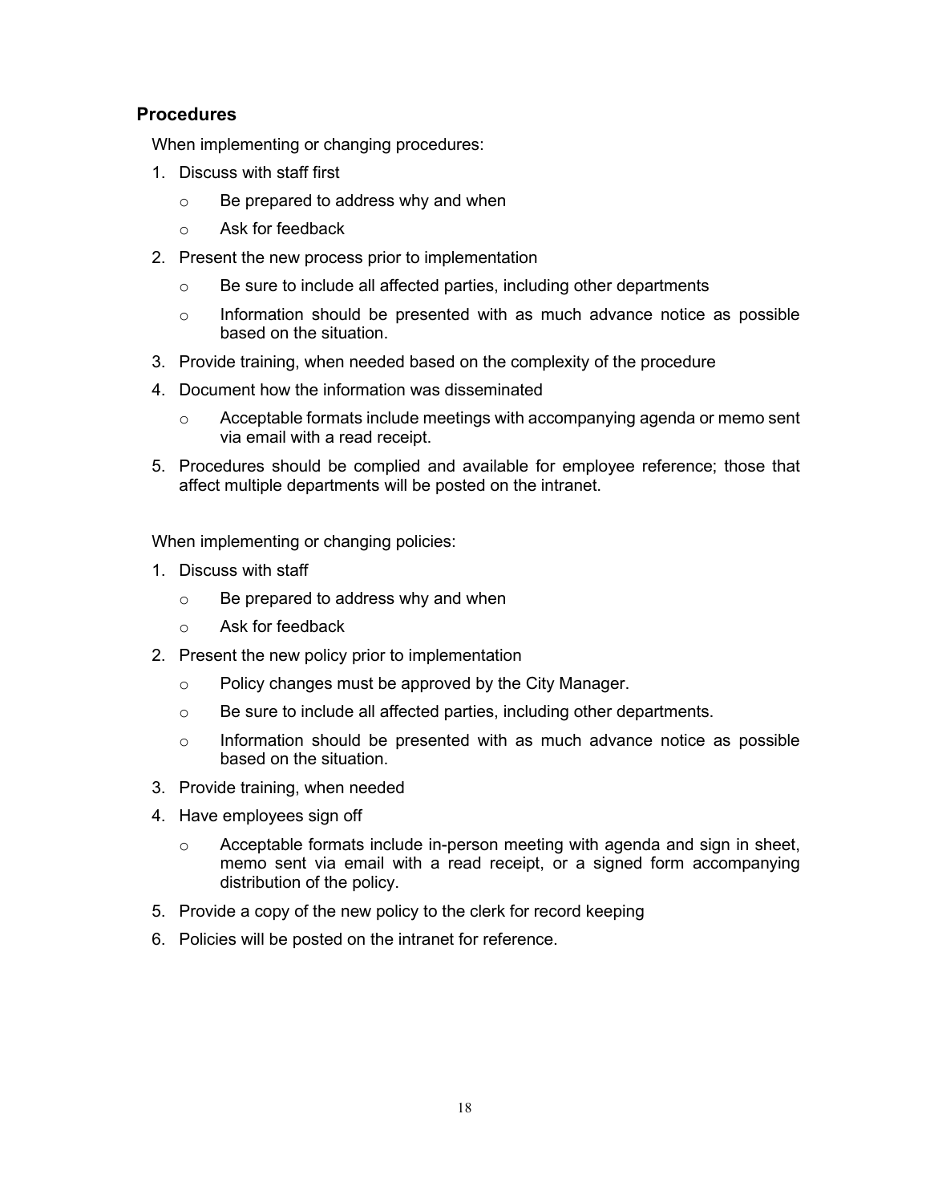## Procedures

When implementing or changing procedures:

1. Discuss with staff first
   - Be prepared to address why and when
   - Ask for feedback
2. Present the new process prior to implementation
   - Be sure to include all affected parties, including other departments
   - Information should be presented with as much advance notice as possible based on the situation.
3. Provide training, when needed based on the complexity of the procedure
4. Document how the information was disseminated
   - Acceptable formats include meetings with accompanying agenda or memo sent via email with a read receipt.
5. Procedures should be complied and available for employee reference; those that affect multiple departments will be posted on the intranet.

When implementing or changing policies:

1. Discuss with staff
   - Be prepared to address why and when
   - Ask for feedback
2. Present the new policy prior to implementation
   - Policy changes must be approved by the City Manager.
   - Be sure to include all affected parties, including other departments.
   - Information should be presented with as much advance notice as possible based on the situation.
3. Provide training, when needed
4. Have employees sign off
   - Acceptable formats include in-person meeting with agenda and sign in sheet, memo sent via email with a read receipt, or a signed form accompanying distribution of the policy.
5. Provide a copy of the new policy to the clerk for record keeping
6. Policies will be posted on the intranet for reference.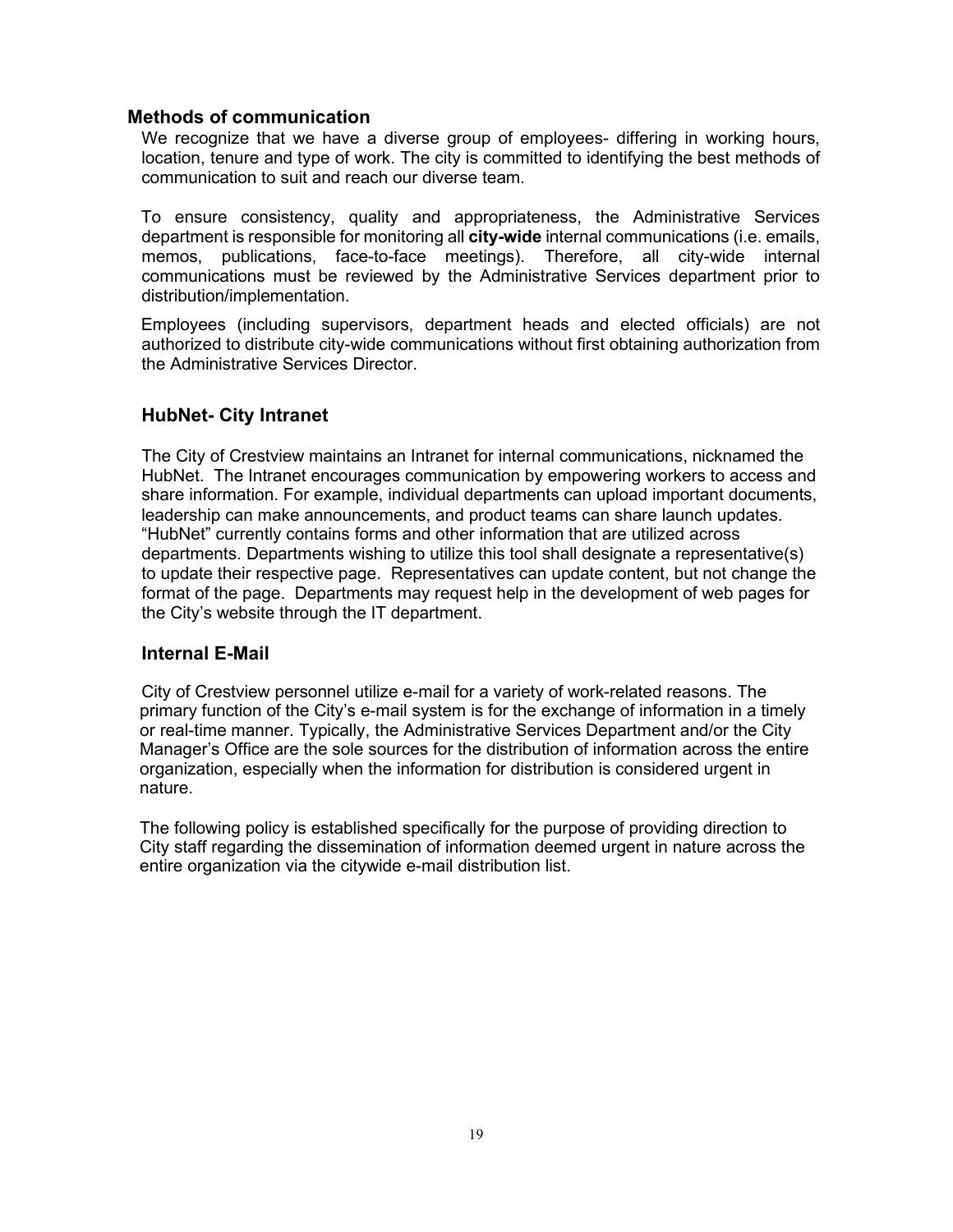## Methods of communication

We recognize that we have a diverse group of employees- differing in working hours, location, tenure and type of work. The city is committed to identifying the best methods of communication to suit and reach our diverse team.

To ensure consistency, quality and appropriateness, the Administrative Services department is responsible for monitoring all **city-wide** internal communications (i.e. emails, memos, publications, face-to-face meetings). Therefore, all city-wide internal communications must be reviewed by the Administrative Services department prior to distribution/implementation.

Employees (including supervisors, department heads and elected officials) are not authorized to distribute city-wide communications without first obtaining authorization from the Administrative Services Director.

## HubNet- City Intranet

The City of Crestview maintains an Intranet for internal communications, nicknamed the HubNet. The Intranet encourages communication by empowering workers to access and share information. For example, individual departments can upload important documents, leadership can make announcements, and product teams can share launch updates. "HubNet" currently contains forms and other information that are utilized across departments. Departments wishing to utilize this tool shall designate a representative(s) to update their respective page. Representatives can update content, but not change the format of the page. Departments may request help in the development of web pages for the City's website through the IT department.

## Internal E-Mail

City of Crestview personnel utilize e-mail for a variety of work-related reasons. The primary function of the City's e-mail system is for the exchange of information in a timely or real-time manner. Typically, the Administrative Services Department and/or the City Manager's Office are the sole sources for the distribution of information across the entire organization, especially when the information for distribution is considered urgent in nature.

The following policy is established specifically for the purpose of providing direction to City staff regarding the dissemination of information deemed urgent in nature across the entire organization via the citywide e-mail distribution list.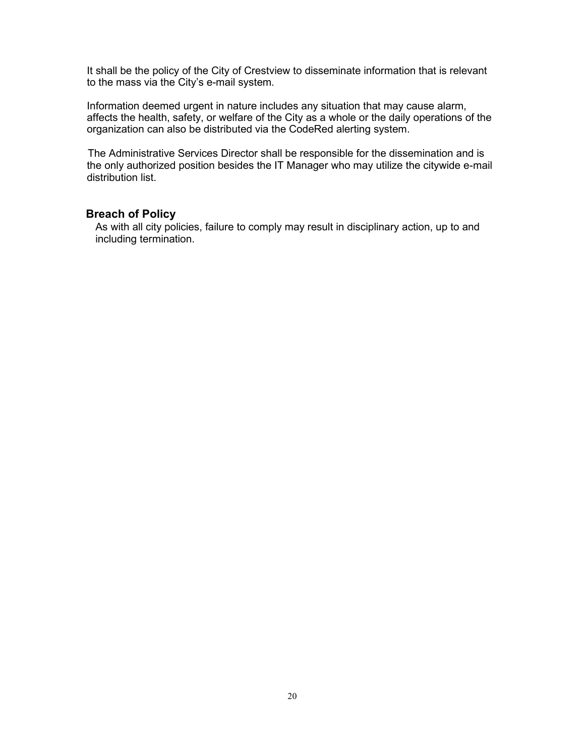It shall be the policy of the City of Crestview to disseminate information that is relevant to the mass via the City's e-mail system.

Information deemed urgent in nature includes any situation that may cause alarm, affects the health, safety, or welfare of the City as a whole or the daily operations of the organization can also be distributed via the CodeRed alerting system.

The Administrative Services Director shall be responsible for the dissemination and is the only authorized position besides the IT Manager who may utilize the citywide e-mail distribution list.

## Breach of Policy

As with all city policies, failure to comply may result in disciplinary action, up to and including termination.